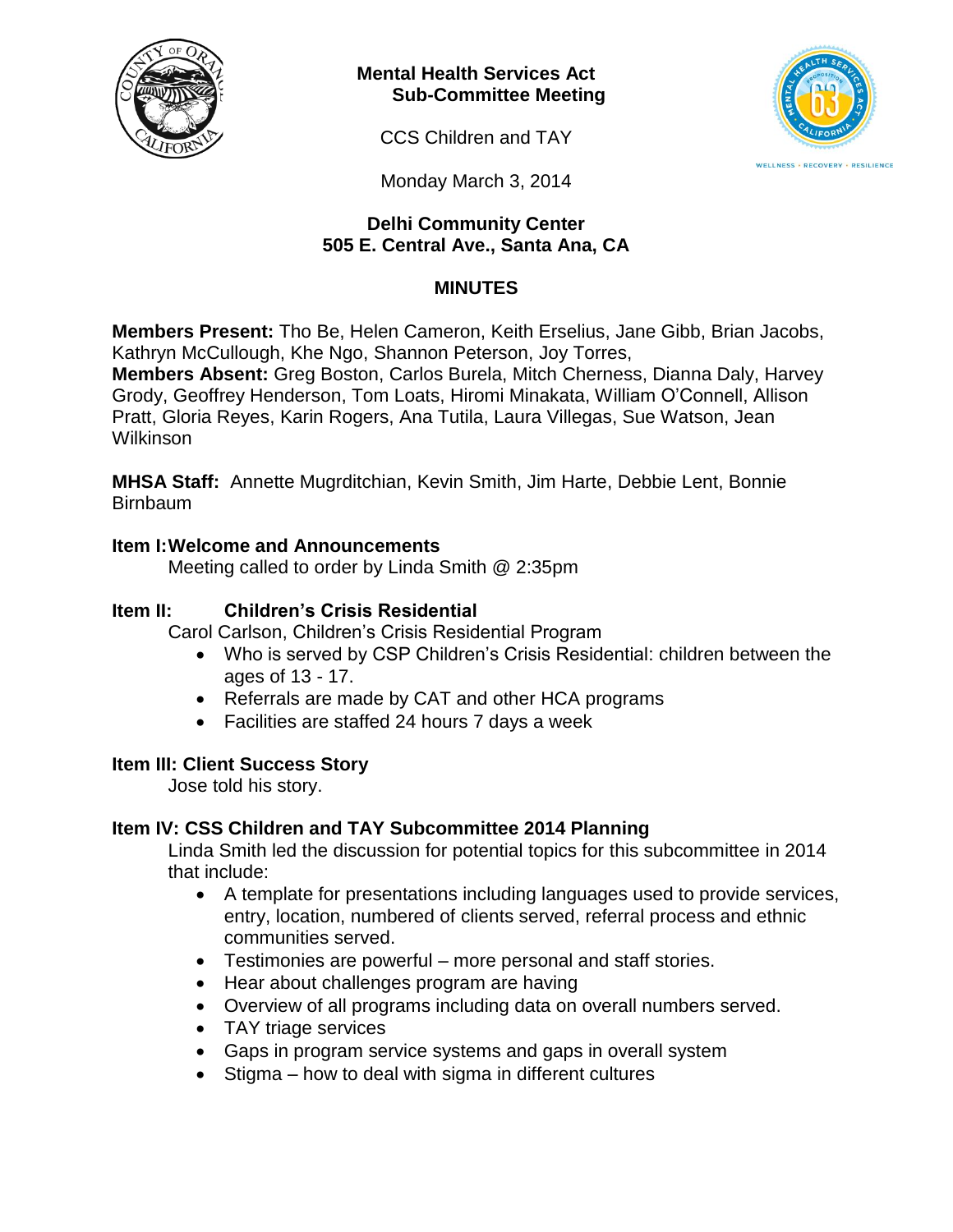**Mental Health Services Act**
**Sub-Committee Meeting**

CCS Children and TAY

Monday March 3, 2014

**Delhi Community Center**
**505 E. Central Ave., Santa Ana, CA**

## MINUTES

**Members Present:** Tho Be, Helen Cameron, Keith Erselius, Jane Gibb, Brian Jacobs, Kathryn McCullough, Khe Ngo, Shannon Peterson, Joy Torres,
**Members Absent:** Greg Boston, Carlos Burela, Mitch Cherness, Dianna Daly, Harvey Grody, Geoffrey Henderson, Tom Loats, Hiromi Minakata, William O'Connell, Allison Pratt, Gloria Reyes, Karin Rogers, Ana Tutila, Laura Villegas, Sue Watson, Jean Wilkinson

**MHSA Staff:** Annette Mugrditchian, Kevin Smith, Jim Harte, Debbie Lent, Bonnie Birnbaum

### Item I: Welcome and Announcements

Meeting called to order by Linda Smith @ 2:35pm

### Item II: Children's Crisis Residential

Carol Carlson, Children's Crisis Residential Program

- Who is served by CSP Children's Crisis Residential: children between the ages of 13 - 17.
- Referrals are made by CAT and other HCA programs
- Facilities are staffed 24 hours 7 days a week

### Item III: Client Success Story

Jose told his story.

### Item IV: CSS Children and TAY Subcommittee 2014 Planning

Linda Smith led the discussion for potential topics for this subcommittee in 2014 that include:

- A template for presentations including languages used to provide services, entry, location, numbered of clients served, referral process and ethnic communities served.
- Testimonies are powerful – more personal and staff stories.
- Hear about challenges program are having
- Overview of all programs including data on overall numbers served.
- TAY triage services
- Gaps in program service systems and gaps in overall system
- Stigma – how to deal with sigma in different cultures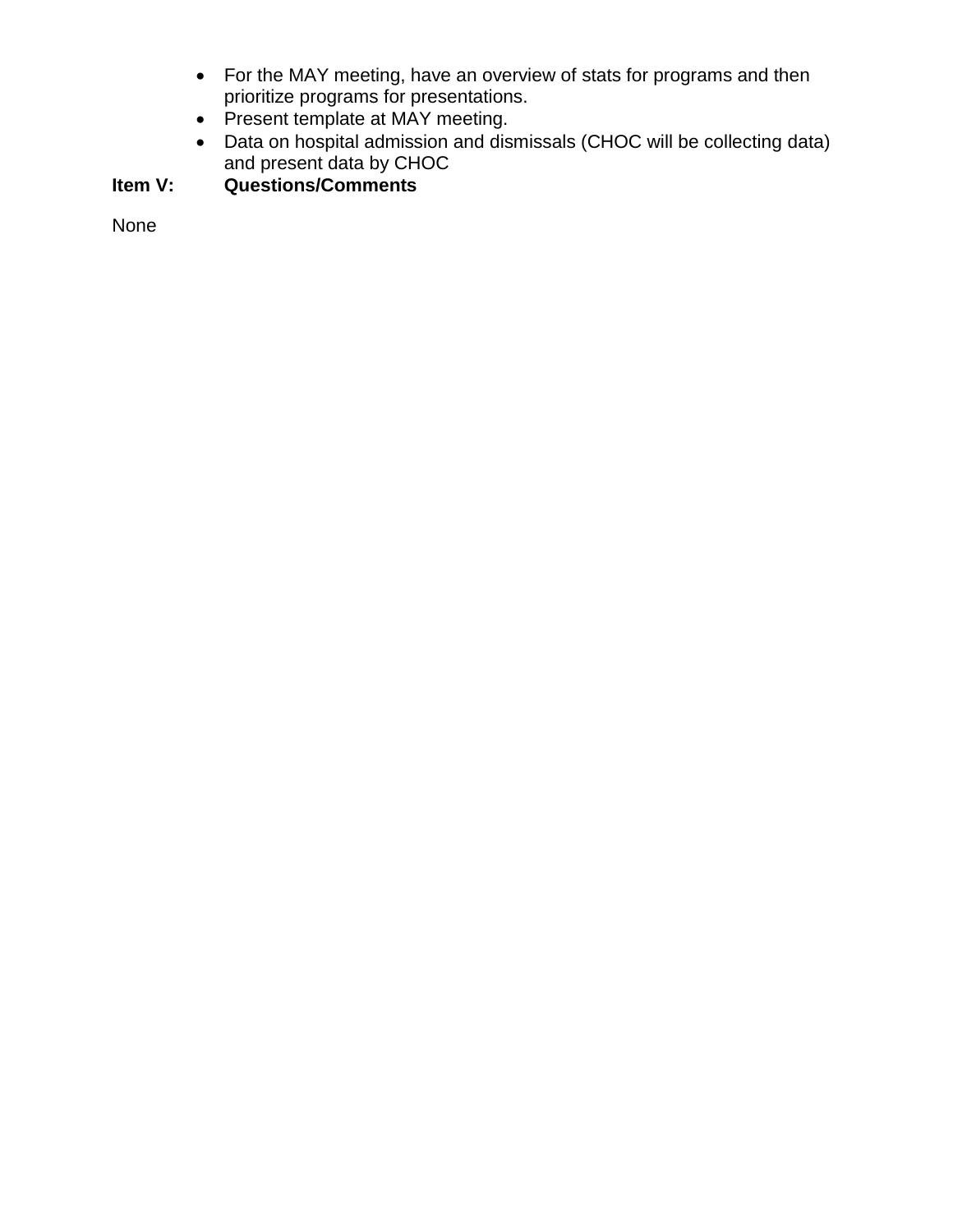- For the MAY meeting, have an overview of stats for programs and then prioritize programs for presentations.
- Present template at MAY meeting.
- Data on hospital admission and dismissals (CHOC will be collecting data) and present data by CHOC

**Item V:** **Questions/Comments**

None